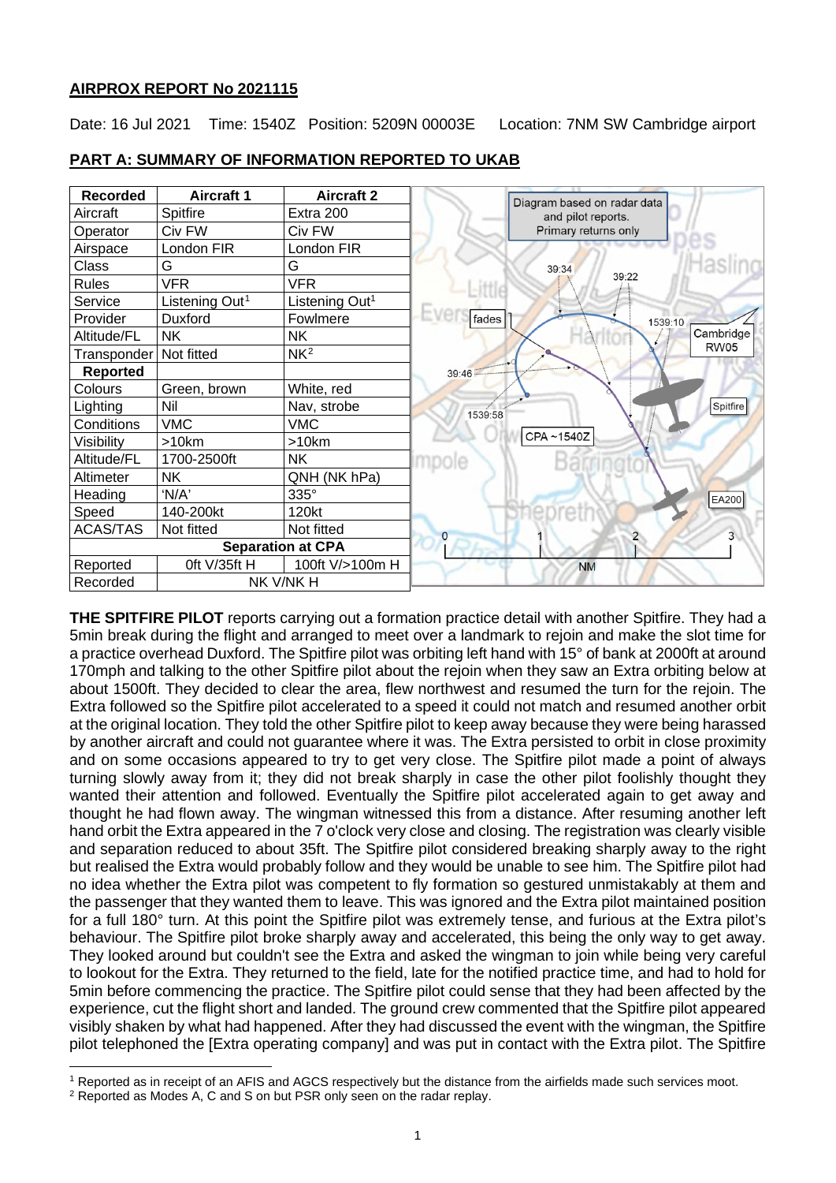## AIRPROX REPORT No 2021115

Date: 16 Jul 2021 Time: 1540Z Position: 5209N 00003E Location: 7NM SW Cambridge airport

## PART A: SUMMARY OF INFORMATION REPORTED TO UKAB

| Recorded | Aircraft 1 | Aircraft 2 |
|---|---|---|
| Aircraft | Spitfire | Extra 200 |
| Operator | Civ FW | Civ FW |
| Airspace | London FIR | London FIR |
| Class | G | G |
| Rules | VFR | VFR |
| Service | Listening Out[1] | Listening Out[1] |
| Provider | Duxford | Fowlmere |
| Altitude/FL | NK | NK |
| Transponder | Not fitted | NK[2] |
| **Reported** | | |
| Colours | Green, brown | White, red |
| Lighting | Nil | Nav, strobe |
| Conditions | VMC | VMC |
| Visibility | >10km | >10km |
| Altitude/FL | 1700-2500ft | NK |
| Altimeter | NK | QNH (NK hPa) |
| Heading | 'N/A' | 335° |
| Speed | 140-200kt | 120kt |
| ACAS/TAS | Not fitted | Not fitted |
| **Separation at CPA** | | |
| Reported | 0ft V/35ft H | 100ft V/>100m H |
| Recorded | NK V/NK H | |

Diagram based on radar data and pilot reports. Primary returns only

**THE SPITFIRE PILOT** reports carrying out a formation practice detail with another Spitfire. They had a 5min break during the flight and arranged to meet over a landmark to rejoin and make the slot time for a practice overhead Duxford. The Spitfire pilot was orbiting left hand with 15° of bank at 2000ft at around 170mph and talking to the other Spitfire pilot about the rejoin when they saw an Extra orbiting below at about 1500ft. They decided to clear the area, flew northwest and resumed the turn for the rejoin. The Extra followed so the Spitfire pilot accelerated to a speed it could not match and resumed another orbit at the original location. They told the other Spitfire pilot to keep away because they were being harassed by another aircraft and could not guarantee where it was. The Extra persisted to orbit in close proximity and on some occasions appeared to try to get very close. The Spitfire pilot made a point of always turning slowly away from it; they did not break sharply in case the other pilot foolishly thought they wanted their attention and followed. Eventually the Spitfire pilot accelerated again to get away and thought he had flown away. The wingman witnessed this from a distance. After resuming another left hand orbit the Extra appeared in the 7 o'clock very close and closing. The registration was clearly visible and separation reduced to about 35ft. The Spitfire pilot considered breaking sharply away to the right but realised the Extra would probably follow and they would be unable to see him. The Spitfire pilot had no idea whether the Extra pilot was competent to fly formation so gestured unmistakably at them and the passenger that they wanted them to leave. This was ignored and the Extra pilot maintained position for a full 180° turn. At this point the Spitfire pilot was extremely tense, and furious at the Extra pilot's behaviour. The Spitfire pilot broke sharply away and accelerated, this being the only way to get away. They looked around but couldn't see the Extra and asked the wingman to join while being very careful to lookout for the Extra. They returned to the field, late for the notified practice time, and had to hold for 5min before commencing the practice. The Spitfire pilot could sense that they had been affected by the experience, cut the flight short and landed. The ground crew commented that the Spitfire pilot appeared visibly shaken by what had happened. After they had discussed the event with the wingman, the Spitfire pilot telephoned the [Extra operating company] and was put in contact with the Extra pilot. The Spitfire

[1] Reported as in receipt of an AFIS and AGCS respectively but the distance from the airfields made such services moot.

[2] Reported as Modes A, C and S on but PSR only seen on the radar replay.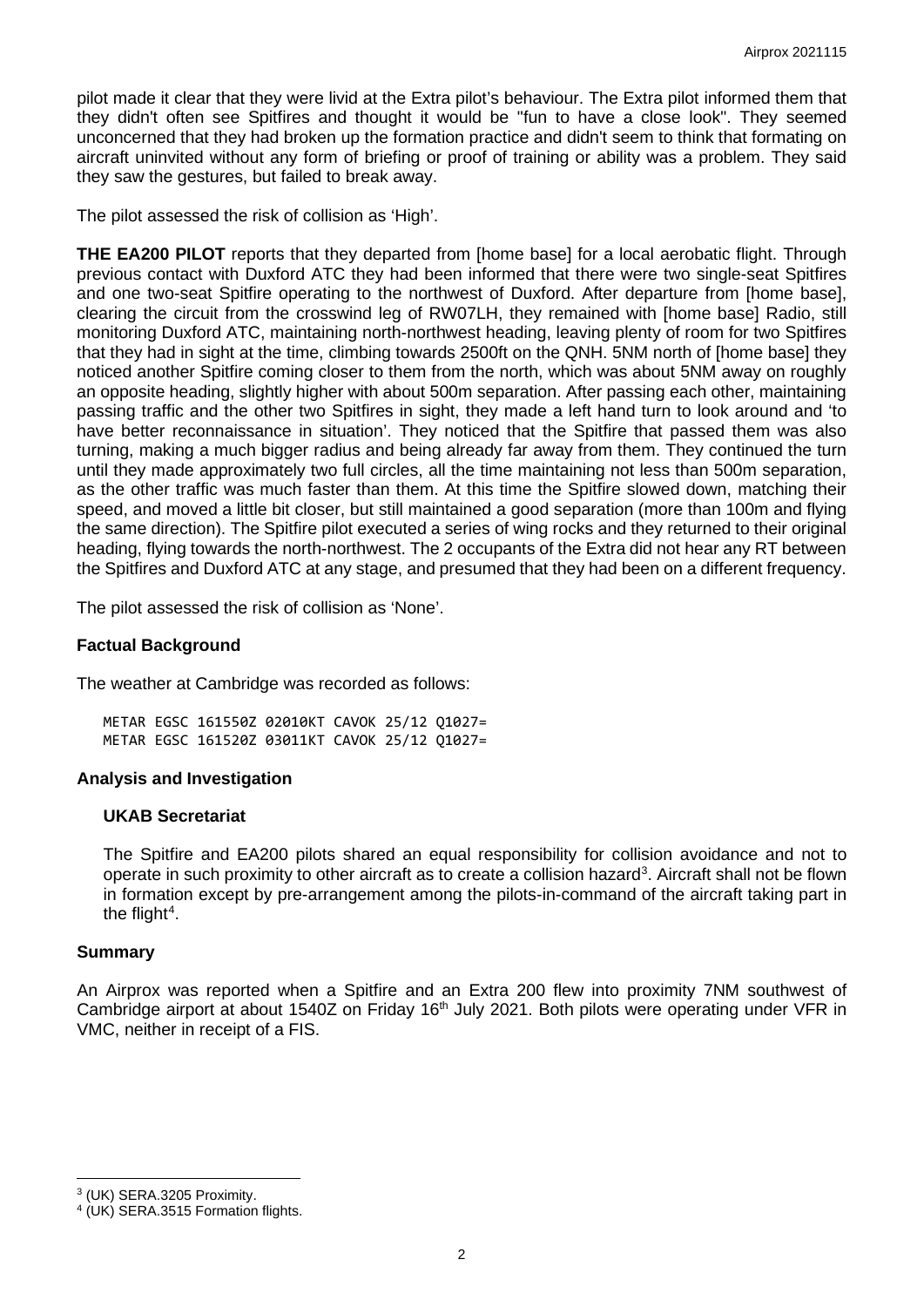pilot made it clear that they were livid at the Extra pilot's behaviour. The Extra pilot informed them that they didn't often see Spitfires and thought it would be "fun to have a close look". They seemed unconcerned that they had broken up the formation practice and didn't seem to think that formating on aircraft uninvited without any form of briefing or proof of training or ability was a problem. They said they saw the gestures, but failed to break away.

The pilot assessed the risk of collision as 'High'.

**THE EA200 PILOT** reports that they departed from [home base] for a local aerobatic flight. Through previous contact with Duxford ATC they had been informed that there were two single-seat Spitfires and one two-seat Spitfire operating to the northwest of Duxford. After departure from [home base], clearing the circuit from the crosswind leg of RW07LH, they remained with [home base] Radio, still monitoring Duxford ATC, maintaining north-northwest heading, leaving plenty of room for two Spitfires that they had in sight at the time, climbing towards 2500ft on the QNH. 5NM north of [home base] they noticed another Spitfire coming closer to them from the north, which was about 5NM away on roughly an opposite heading, slightly higher with about 500m separation. After passing each other, maintaining passing traffic and the other two Spitfires in sight, they made a left hand turn to look around and 'to have better reconnaissance in situation'. They noticed that the Spitfire that passed them was also turning, making a much bigger radius and being already far away from them. They continued the turn until they made approximately two full circles, all the time maintaining not less than 500m separation, as the other traffic was much faster than them. At this time the Spitfire slowed down, matching their speed, and moved a little bit closer, but still maintained a good separation (more than 100m and flying the same direction). The Spitfire pilot executed a series of wing rocks and they returned to their original heading, flying towards the north-northwest. The 2 occupants of the Extra did not hear any RT between the Spitfires and Duxford ATC at any stage, and presumed that they had been on a different frequency.

The pilot assessed the risk of collision as 'None'.

## Factual Background

The weather at Cambridge was recorded as follows:

```
METAR EGSC 161550Z 02010KT CAVOK 25/12 Q1027=
METAR EGSC 161520Z 03011KT CAVOK 25/12 Q1027=
```

## Analysis and Investigation

### UKAB Secretariat

The Spitfire and EA200 pilots shared an equal responsibility for collision avoidance and not to operate in such proximity to other aircraft as to create a collision hazard[3]. Aircraft shall not be flown in formation except by pre-arrangement among the pilots-in-command of the aircraft taking part in the flight[4].

## Summary

An Airprox was reported when a Spitfire and an Extra 200 flew into proximity 7NM southwest of Cambridge airport at about 1540Z on Friday 16th July 2021. Both pilots were operating under VFR in VMC, neither in receipt of a FIS.

---

[3] (UK) SERA.3205 Proximity.

[4] (UK) SERA.3515 Formation flights.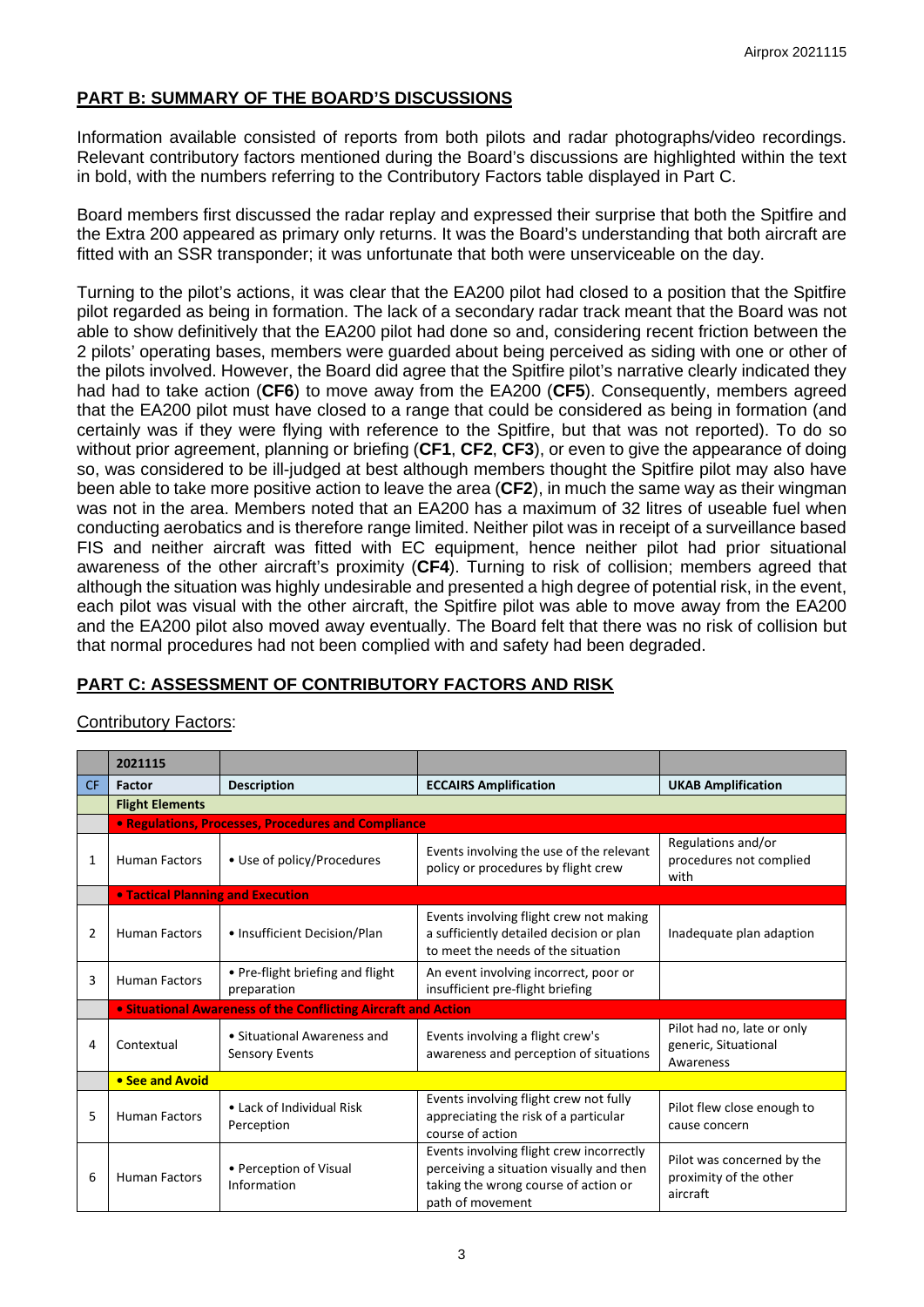## PART B: SUMMARY OF THE BOARD'S DISCUSSIONS

Information available consisted of reports from both pilots and radar photographs/video recordings. Relevant contributory factors mentioned during the Board's discussions are highlighted within the text in bold, with the numbers referring to the Contributory Factors table displayed in Part C.

Board members first discussed the radar replay and expressed their surprise that both the Spitfire and the Extra 200 appeared as primary only returns. It was the Board's understanding that both aircraft are fitted with an SSR transponder; it was unfortunate that both were unserviceable on the day.

Turning to the pilot's actions, it was clear that the EA200 pilot had closed to a position that the Spitfire pilot regarded as being in formation. The lack of a secondary radar track meant that the Board was not able to show definitively that the EA200 pilot had done so and, considering recent friction between the 2 pilots' operating bases, members were guarded about being perceived as siding with one or other of the pilots involved. However, the Board did agree that the Spitfire pilot's narrative clearly indicated they had had to take action (**CF6**) to move away from the EA200 (**CF5**). Consequently, members agreed that the EA200 pilot must have closed to a range that could be considered as being in formation (and certainly was if they were flying with reference to the Spitfire, but that was not reported). To do so without prior agreement, planning or briefing (**CF1**, **CF2**, **CF3**), or even to give the appearance of doing so, was considered to be ill-judged at best although members thought the Spitfire pilot may also have been able to take more positive action to leave the area (**CF2**), in much the same way as their wingman was not in the area. Members noted that an EA200 has a maximum of 32 litres of useable fuel when conducting aerobatics and is therefore range limited. Neither pilot was in receipt of a surveillance based FIS and neither aircraft was fitted with EC equipment, hence neither pilot had prior situational awareness of the other aircraft's proximity (**CF4**). Turning to risk of collision; members agreed that although the situation was highly undesirable and presented a high degree of potential risk, in the event, each pilot was visual with the other aircraft, the Spitfire pilot was able to move away from the EA200 and the EA200 pilot also moved away eventually. The Board felt that there was no risk of collision but that normal procedures had not been complied with and safety had been degraded.

## PART C: ASSESSMENT OF CONTRIBUTORY FACTORS AND RISK

Contributory Factors:

| | 2021115 | | | |
|---|---|---|---|---|
| CF | Factor | Description | ECCAIRS Amplification | UKAB Amplification |
| | **Flight Elements** | | | |
| | **• Regulations, Processes, Procedures and Compliance** | | | |
| 1 | Human Factors | • Use of policy/Procedures | Events involving the use of the relevant policy or procedures by flight crew | Regulations and/or procedures not complied with |
| | **• Tactical Planning and Execution** | | | |
| 2 | Human Factors | • Insufficient Decision/Plan | Events involving flight crew not making a sufficiently detailed decision or plan to meet the needs of the situation | Inadequate plan adaption |
| 3 | Human Factors | • Pre-flight briefing and flight preparation | An event involving incorrect, poor or insufficient pre-flight briefing | |
| | **• Situational Awareness of the Conflicting Aircraft and Action** | | | |
| 4 | Contextual | • Situational Awareness and Sensory Events | Events involving a flight crew's awareness and perception of situations | Pilot had no, late or only generic, Situational Awareness |
| | **• See and Avoid** | | | |
| 5 | Human Factors | • Lack of Individual Risk Perception | Events involving flight crew not fully appreciating the risk of a particular course of action | Pilot flew close enough to cause concern |
| 6 | Human Factors | • Perception of Visual Information | Events involving flight crew incorrectly perceiving a situation visually and then taking the wrong course of action or path of movement | Pilot was concerned by the proximity of the other aircraft |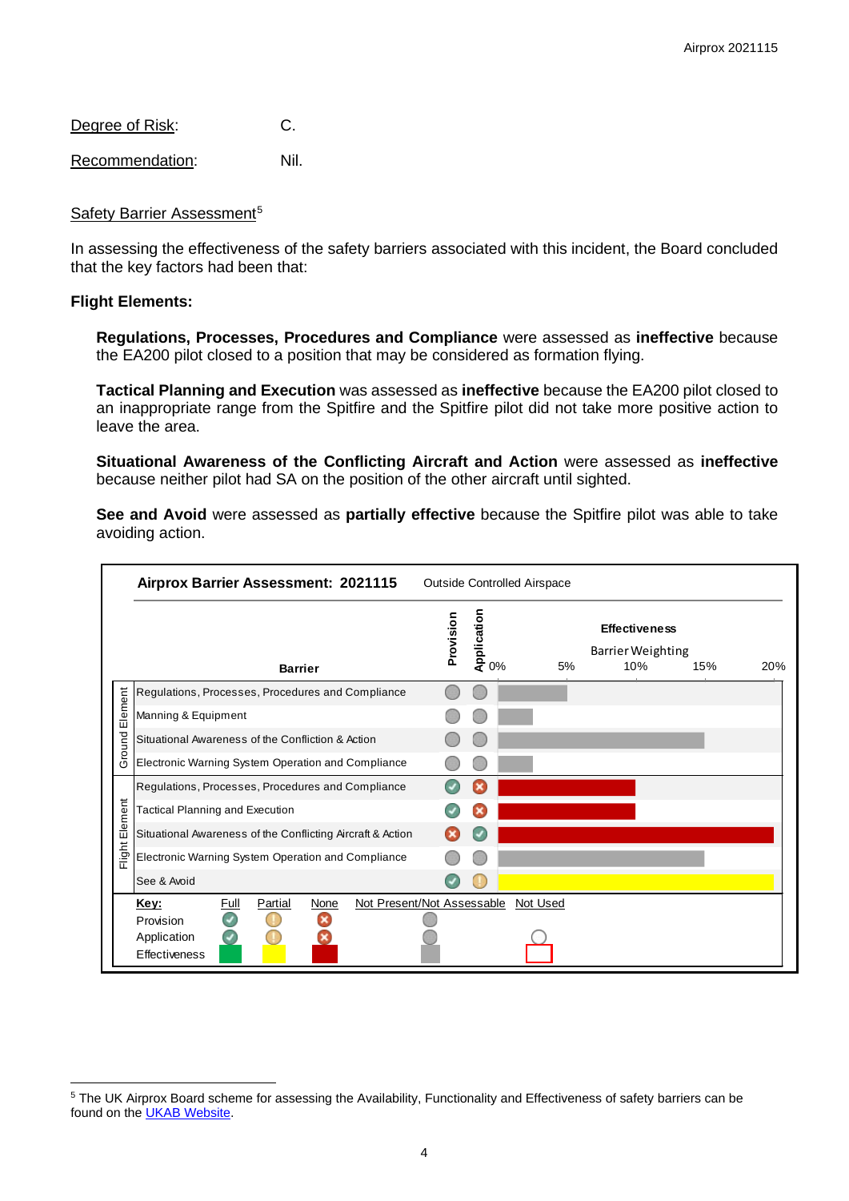Degree of Risk: C.

Recommendation: Nil.

Safety Barrier Assessment[5]

In assessing the effectiveness of the safety barriers associated with this incident, the Board concluded that the key factors had been that:

**Flight Elements:**

**Regulations, Processes, Procedures and Compliance** were assessed as **ineffective** because the EA200 pilot closed to a position that may be considered as formation flying.

**Tactical Planning and Execution** was assessed as **ineffective** because the EA200 pilot closed to an inappropriate range from the Spitfire and the Spitfire pilot did not take more positive action to leave the area.

**Situational Awareness of the Conflicting Aircraft and Action** were assessed as **ineffective** because neither pilot had SA on the position of the other aircraft until sighted.

**See and Avoid** were assessed as **partially effective** because the Spitfire pilot was able to take avoiding action.

Airprox Barrier Assessment: 2021115

Outside Controlled Airspace

Barrier

Provision

Application

Effectiveness

Barrier Weighting

0%

5%

10%

15%

20%

Ground Element

Regulations, Processes, Procedures and Compliance

Manning & Equipment

Situational Awareness of the Confliction & Action

Electronic Warning System Operation and Compliance

Flight Element

Regulations, Processes, Procedures and Compliance

Tactical Planning and Execution

Situational Awareness of the Conflicting Aircraft & Action

Electronic Warning System Operation and Compliance

See & Avoid

Key:

Full

Partial

None

Not Present/Not Assessable

Not Used

Provision

Application

Effectiveness

[5] The UK Airprox Board scheme for assessing the Availability, Functionality and Effectiveness of safety barriers can be found on the UKAB Website.